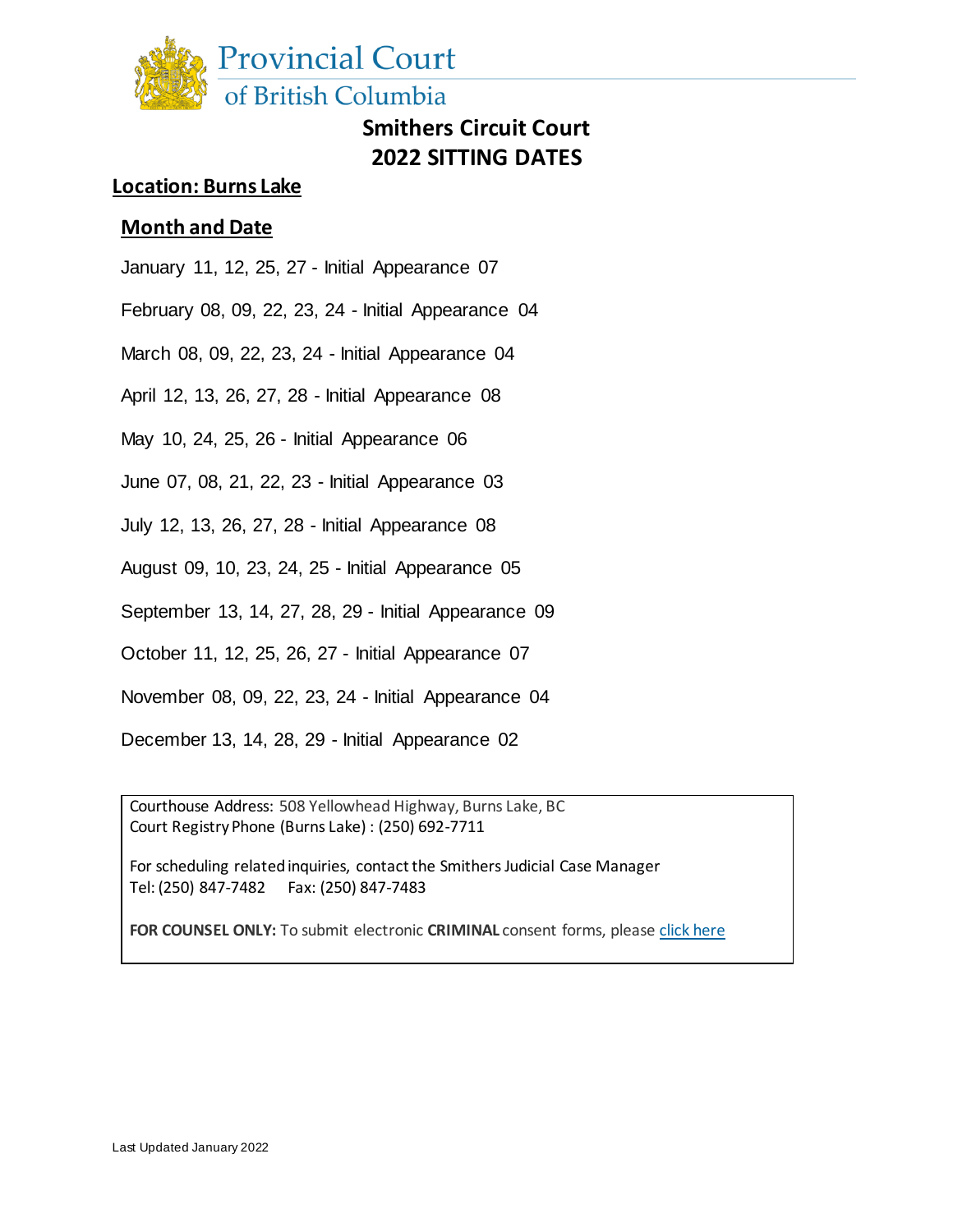# Provincial Court of British Columbia

## Smithers Circuit Court
## 2022 SITTING DATES

### Location: Burns Lake

### Month and Date

January 11, 12, 25, 27 - Initial Appearance 07

February 08, 09, 22, 23, 24 - Initial Appearance 04

March 08, 09, 22, 23, 24 - Initial Appearance 04

April 12, 13, 26, 27, 28 - Initial Appearance 08

May 10, 24, 25, 26 - Initial Appearance 06

June 07, 08, 21, 22, 23 - Initial Appearance 03

July 12, 13, 26, 27, 28 - Initial Appearance 08

August 09, 10, 23, 24, 25 - Initial Appearance 05

September 13, 14, 27, 28, 29 - Initial Appearance 09

October 11, 12, 25, 26, 27 - Initial Appearance 07

November 08, 09, 22, 23, 24 - Initial Appearance 04

December 13, 14, 28, 29 - Initial Appearance 02

Courthouse Address: 508 Yellowhead Highway, Burns Lake, BC
Court Registry Phone (Burns Lake) : (250) 692-7711

For scheduling related inquiries, contact the Smithers Judicial Case Manager
Tel: (250) 847-7482 Fax: (250) 847-7483

**FOR COUNSEL ONLY:** To submit electronic **CRIMINAL** consent forms, please click here

Last Updated January 2022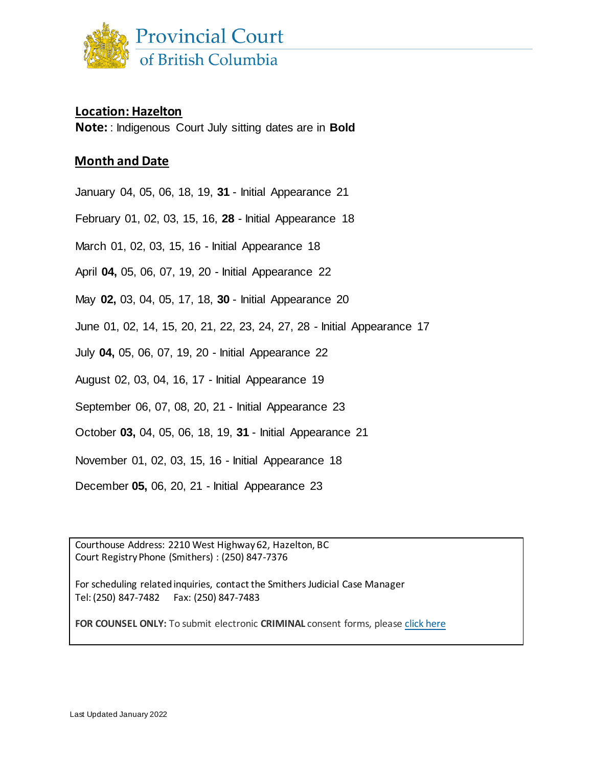Provincial Court of British Columbia

**Location: Hazelton**

**Note:** : Indigenous Court July sitting dates are in **Bold**

**Month and Date**

January 04, 05, 06, 18, 19, **31** - Initial Appearance 21

February 01, 02, 03, 15, 16, **28** - Initial Appearance 18

March 01, 02, 03, 15, 16 - Initial Appearance 18

April **04,** 05, 06, 07, 19, 20 - Initial Appearance 22

May **02,** 03, 04, 05, 17, 18, **30** - Initial Appearance 20

June 01, 02, 14, 15, 20, 21, 22, 23, 24, 27, 28 - Initial Appearance 17

July **04,** 05, 06, 07, 19, 20 - Initial Appearance 22

August 02, 03, 04, 16, 17 - Initial Appearance 19

September 06, 07, 08, 20, 21 - Initial Appearance 23

October **03,** 04, 05, 06, 18, 19, **31** - Initial Appearance 21

November 01, 02, 03, 15, 16 - Initial Appearance 18

December **05,** 06, 20, 21 - Initial Appearance 23

Courthouse Address: 2210 West Highway 62, Hazelton, BC
Court Registry Phone (Smithers) : (250) 847-7376

For scheduling related inquiries, contact the Smithers Judicial Case Manager
Tel: (250) 847-7482 Fax: (250) 847-7483

**FOR COUNSEL ONLY:** To submit electronic **CRIMINAL** consent forms, please click here

Last Updated January 2022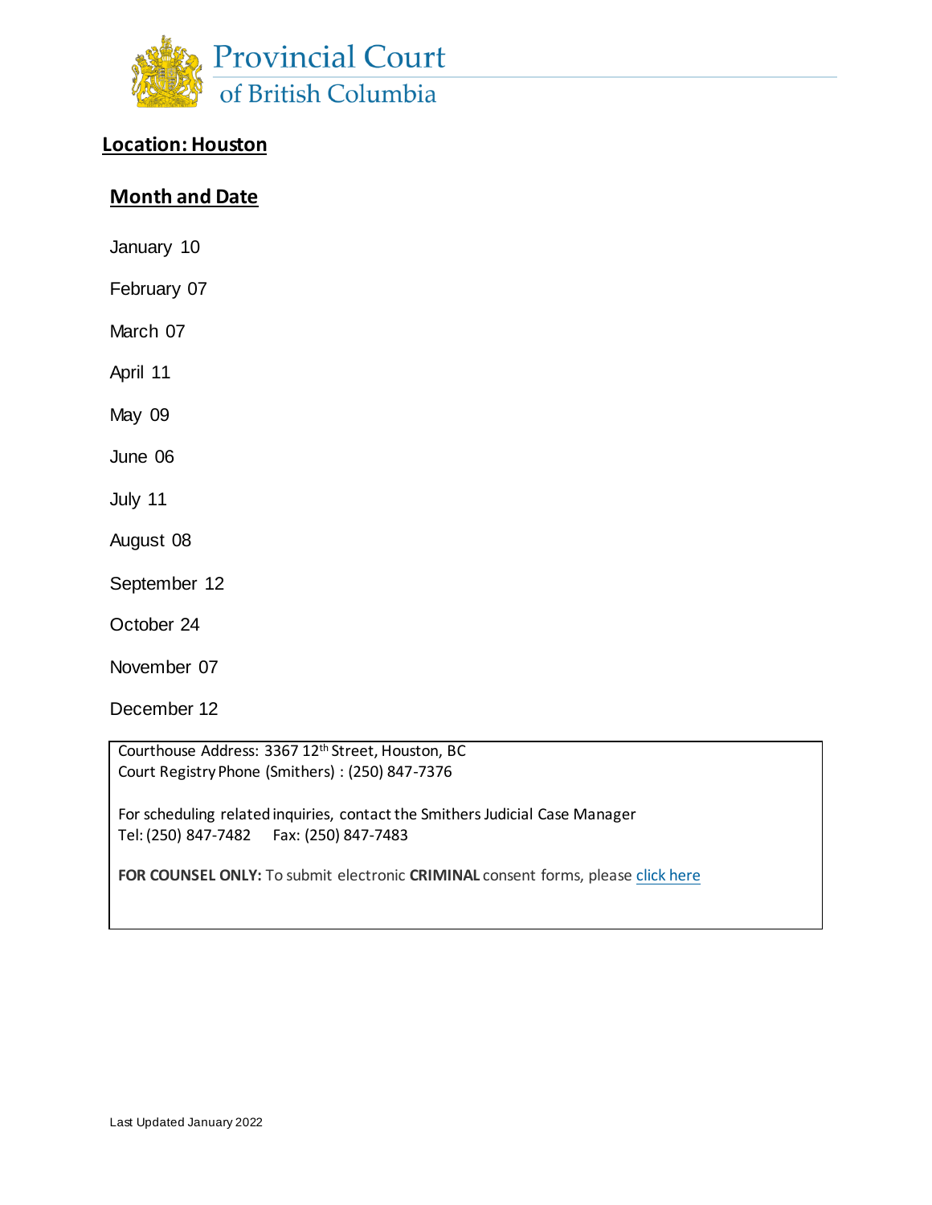Provincial Court
of British Columbia

## Location: Houston

### Month and Date

January 10

February 07

March 07

April 11

May 09

June 06

July 11

August 08

September 12

October 24

November 07

December 12

Courthouse Address: 3367 12th Street, Houston, BC
Court Registry Phone (Smithers) : (250) 847-7376

For scheduling related inquiries, contact the Smithers Judicial Case Manager
Tel: (250) 847-7482 Fax: (250) 847-7483

**FOR COUNSEL ONLY:** To submit electronic **CRIMINAL** consent forms, please click here

Last Updated January 2022